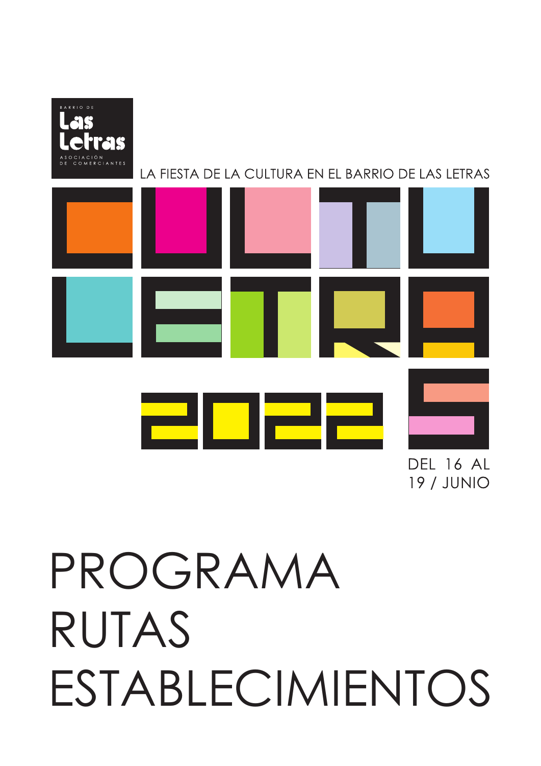BARRIO DE
Las Letras
ASOCIACIÓN DE COMERCIANTES

LA FIESTA DE LA CULTURA EN EL BARRIO DE LAS LETRAS

# CULTULETRAS 2022

DEL 16 AL 19 / JUNIO

# PROGRAMA
# RUTAS
# ESTABLECIMIENTOS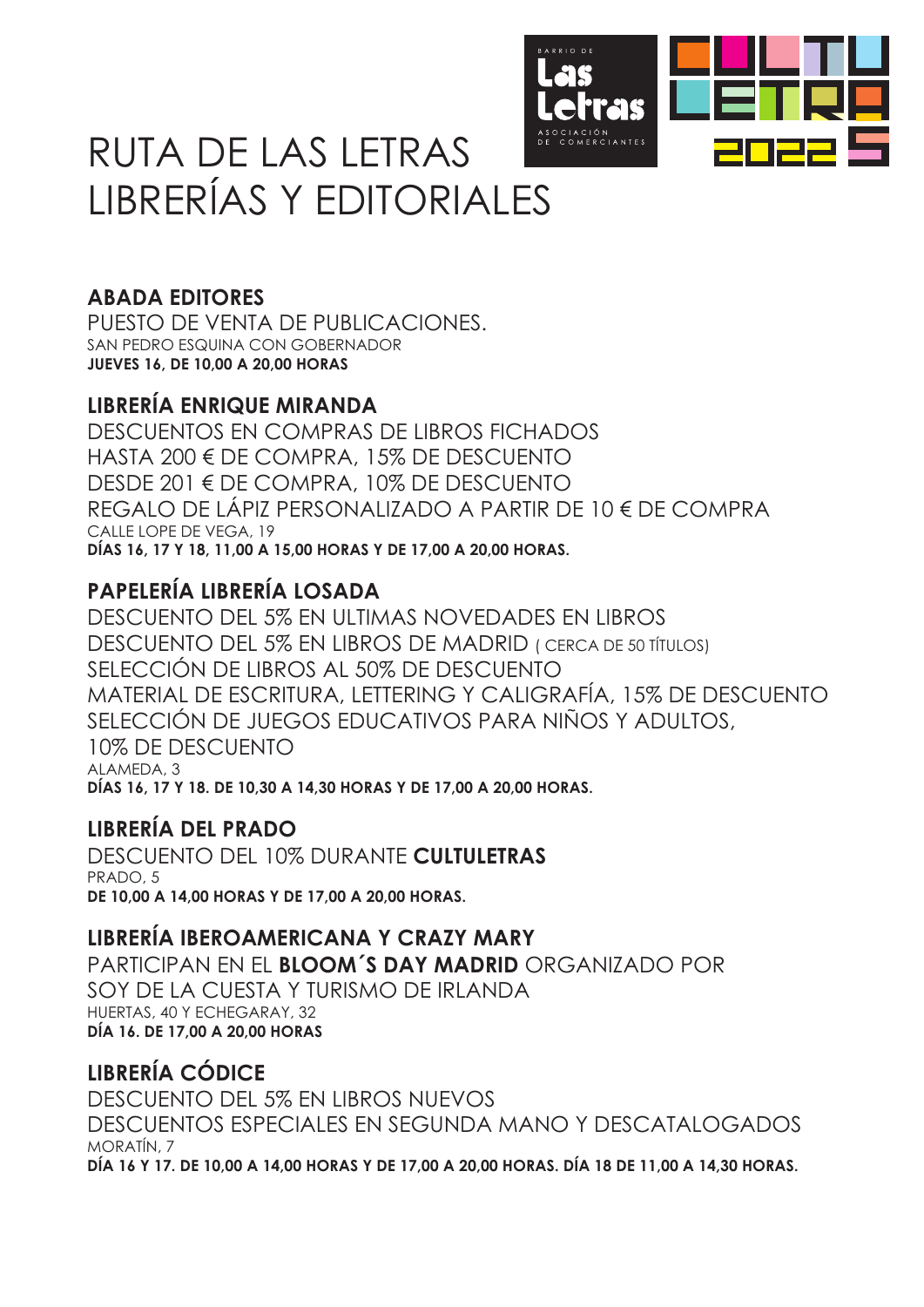# RUTA DE LAS LETRAS
# LIBRERÍAS Y EDITORIALES

## ABADA EDITORES

PUESTO DE VENTA DE PUBLICACIONES.
SAN PEDRO ESQUINA CON GOBERNADOR
**JUEVES 16, DE 10,00 A 20,00 HORAS**

## LIBRERÍA ENRIQUE MIRANDA

DESCUENTOS EN COMPRAS DE LIBROS FICHADOS
HASTA 200 € DE COMPRA, 15% DE DESCUENTO
DESDE 201 € DE COMPRA, 10% DE DESCUENTO
REGALO DE LÁPIZ PERSONALIZADO A PARTIR DE 10 € DE COMPRA
CALLE LOPE DE VEGA, 19
**DÍAS 16, 17 Y 18, 11,00 A 15,00 HORAS Y DE 17,00 A 20,00 HORAS.**

## PAPELERÍA LIBRERÍA LOSADA

DESCUENTO DEL 5% EN ULTIMAS NOVEDADES EN LIBROS
DESCUENTO DEL 5% EN LIBROS DE MADRID ( CERCA DE 50 TÍTULOS)
SELECCIÓN DE LIBROS AL 50% DE DESCUENTO
MATERIAL DE ESCRITURA, LETTERING Y CALIGRAFÍA, 15% DE DESCUENTO
SELECCIÓN DE JUEGOS EDUCATIVOS PARA NIÑOS Y ADULTOS,
10% DE DESCUENTO
ALAMEDA, 3
**DÍAS 16, 17 Y 18. DE 10,30 A 14,30 HORAS Y DE 17,00 A 20,00 HORAS.**

## LIBRERÍA DEL PRADO

DESCUENTO DEL 10% DURANTE **CULTULETRAS**
PRADO, 5
**DE 10,00 A 14,00 HORAS Y DE 17,00 A 20,00 HORAS.**

## LIBRERÍA IBEROAMERICANA Y CRAZY MARY

PARTICIPAN EN EL **BLOOM´S DAY MADRID** ORGANIZADO POR
SOY DE LA CUESTA Y TURISMO DE IRLANDA
HUERTAS, 40 Y ECHEGARAY, 32
**DÍA 16. DE 17,00 A 20,00 HORAS**

## LIBRERÍA CÓDICE

DESCUENTO DEL 5% EN LIBROS NUEVOS
DESCUENTOS ESPECIALES EN SEGUNDA MANO Y DESCATALOGADOS
MORATÍN, 7
**DÍA 16 Y 17. DE 10,00 A 14,00 HORAS Y DE 17,00 A 20,00 HORAS. DÍA 18 DE 11,00 A 14,30 HORAS.**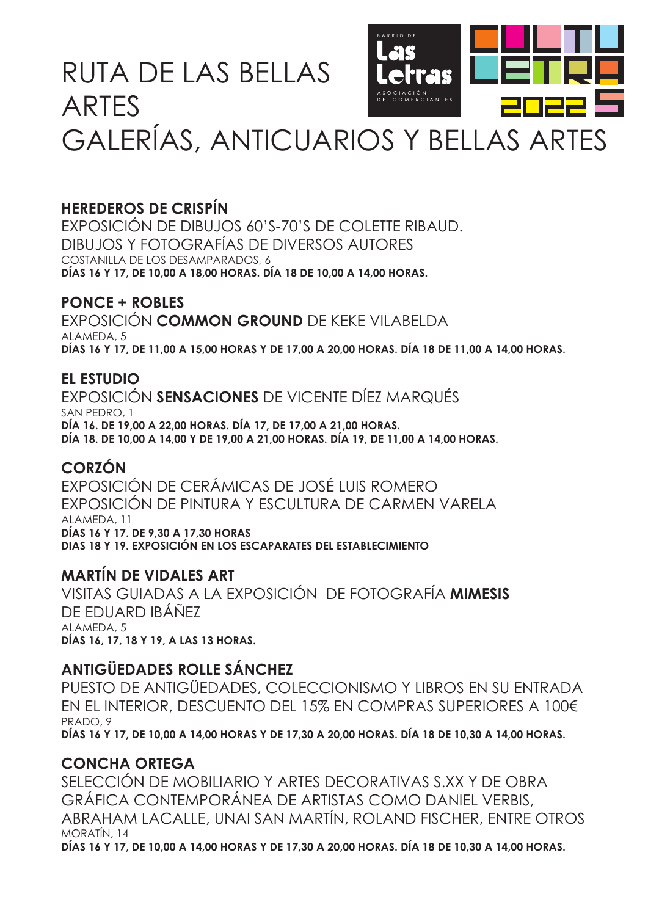# RUTA DE LAS BELLAS ARTES
# GALERÍAS, ANTICUARIOS Y BELLAS ARTES

## HEREDEROS DE CRISPÍN

EXPOSICIÓN DE DIBUJOS 60'S-70'S DE COLETTE RIBAUD.
DIBUJOS Y FOTOGRAFÍAS DE DIVERSOS AUTORES
COSTANILLA DE LOS DESAMPARADOS, 6
**DÍAS 16 Y 17, DE 10,00 A 18,00 HORAS. DÍA 18 DE 10,00 A 14,00 HORAS.**

## PONCE + ROBLES

EXPOSICIÓN **COMMON GROUND** DE KEKE VILABELDA
ALAMEDA, 5
**DÍAS 16 Y 17, DE 11,00 A 15,00 HORAS Y DE 17,00 A 20,00 HORAS. DÍA 18 DE 11,00 A 14,00 HORAS.**

## EL ESTUDIO

EXPOSICIÓN **SENSACIONES** DE VICENTE DÍEZ MARQUÉS
SAN PEDRO, 1
**DÍA 16. DE 19,00 A 22,00 HORAS. DÍA 17, DE 17,00 A 21,00 HORAS.**
**DÍA 18. DE 10,00 A 14,00 Y DE 19,00 A 21,00 HORAS. DÍA 19, DE 11,00 A 14,00 HORAS.**

## CORZÓN

EXPOSICIÓN DE CERÁMICAS DE JOSÉ LUIS ROMERO
EXPOSICIÓN DE PINTURA Y ESCULTURA DE CARMEN VARELA
ALAMEDA, 11
**DÍAS 16 Y 17. DE 9,30 A 17,30 HORAS**
**DIAS 18 Y 19. EXPOSICIÓN EN LOS ESCAPARATES DEL ESTABLECIMIENTO**

## MARTÍN DE VIDALES ART

VISITAS GUIADAS A LA EXPOSICIÓN DE FOTOGRAFÍA **MIMESIS** DE EDUARD IBÁÑEZ
ALAMEDA, 5
**DÍAS 16, 17, 18 Y 19, A LAS 13 HORAS.**

## ANTIGÜEDADES ROLLE SÁNCHEZ

PUESTO DE ANTIGÜEDADES, COLECCIONISMO Y LIBROS EN SU ENTRADA
EN EL INTERIOR, DESCUENTO DEL 15% EN COMPRAS SUPERIORES A 100€
PRADO, 9
**DÍAS 16 Y 17, DE 10,00 A 14,00 HORAS Y DE 17,30 A 20,00 HORAS. DÍA 18 DE 10,30 A 14,00 HORAS.**

## CONCHA ORTEGA

SELECCIÓN DE MOBILIARIO Y ARTES DECORATIVAS S.XX Y DE OBRA GRÁFICA CONTEMPORÁNEA DE ARTISTAS COMO DANIEL VERBIS, ABRAHAM LACALLE, UNAI SAN MARTÍN, ROLAND FISCHER, ENTRE OTROS
MORATÍN, 14
**DÍAS 16 Y 17, DE 10,00 A 14,00 HORAS Y DE 17,30 A 20,00 HORAS. DÍA 18 DE 10,30 A 14,00 HORAS.**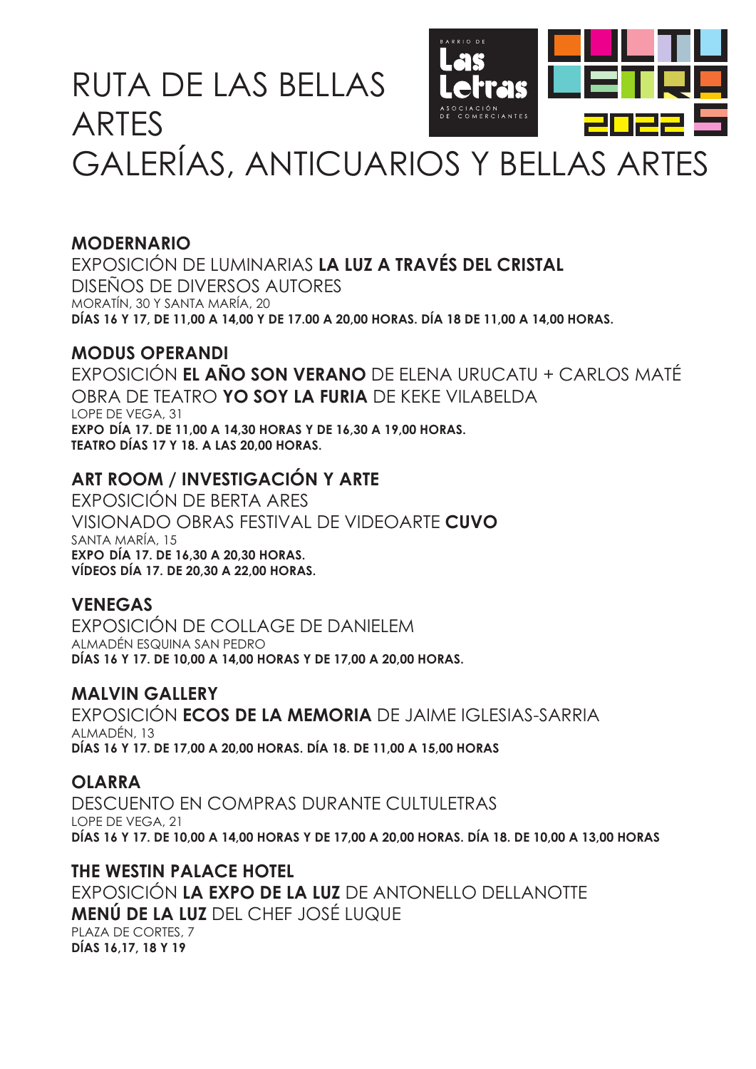# RUTA DE LAS BELLAS ARTES
# GALERÍAS, ANTICUARIOS Y BELLAS ARTES

**MODERNARIO**
EXPOSICIÓN DE LUMINARIAS **LA LUZ A TRAVÉS DEL CRISTAL**
DISEÑOS DE DIVERSOS AUTORES
MORATÍN, 30 Y SANTA MARÍA, 20
**DÍAS 16 Y 17, DE 11,00 A 14,00 Y DE 17.00 A 20,00 HORAS. DÍA 18 DE 11,00 A 14,00 HORAS.**

**MODUS OPERANDI**
EXPOSICIÓN **EL AÑO SON VERANO** DE ELENA URUCATU + CARLOS MATÉ
OBRA DE TEATRO **YO SOY LA FURIA** DE KEKE VILABELDA
LOPE DE VEGA, 31
**EXPO DÍA 17. DE 11,00 A 14,30 HORAS Y DE 16,30 A 19,00 HORAS.**
**TEATRO DÍAS 17 Y 18. A LAS 20,00 HORAS.**

**ART ROOM / INVESTIGACIÓN Y ARTE**
EXPOSICIÓN DE BERTA ARES
VISIONADO OBRAS FESTIVAL DE VIDEOARTE **CUVO**
SANTA MARÍA, 15
**EXPO DÍA 17. DE 16,30 A 20,30 HORAS.**
**VÍDEOS DÍA 17. DE 20,30 A 22,00 HORAS.**

**VENEGAS**
EXPOSICIÓN DE COLLAGE DE DANIELEM
ALMADÉN ESQUINA SAN PEDRO
**DÍAS 16 Y 17. DE 10,00 A 14,00 HORAS Y DE 17,00 A 20,00 HORAS.**

**MALVIN GALLERY**
EXPOSICIÓN **ECOS DE LA MEMORIA** DE JAIME IGLESIAS-SARRIA
ALMADÉN, 13
**DÍAS 16 Y 17. DE 17,00 A 20,00 HORAS. DÍA 18. DE 11,00 A 15,00 HORAS**

**OLARRA**
DESCUENTO EN COMPRAS DURANTE CULTULETRAS
LOPE DE VEGA, 21
**DÍAS 16 Y 17. DE 10,00 A 14,00 HORAS Y DE 17,00 A 20,00 HORAS. DÍA 18. DE 10,00 A 13,00 HORAS**

**THE WESTIN PALACE HOTEL**
EXPOSICIÓN **LA EXPO DE LA LUZ** DE ANTONELLO DELLANOTTE
**MENÚ DE LA LUZ** DEL CHEF JOSÉ LUQUE
PLAZA DE CORTES, 7
**DÍAS 16,17, 18 Y 19**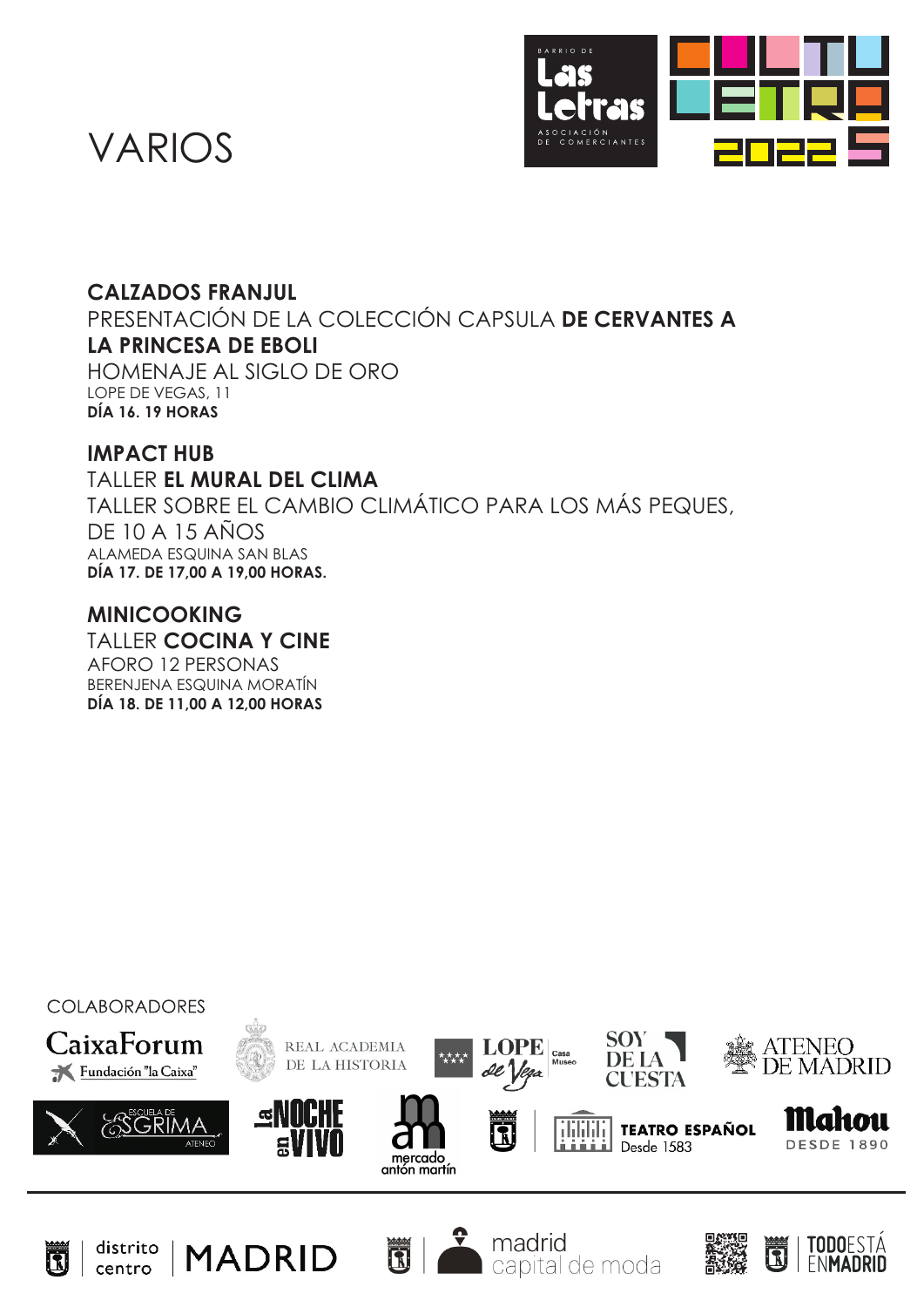# VARIOS

**CALZADOS FRANJUL**
PRESENTACIÓN DE LA COLECCIÓN CAPSULA **DE CERVANTES A LA PRINCESA DE EBOLI**
HOMENAJE AL SIGLO DE ORO
LOPE DE VEGAS, 11
**DÍA 16. 19 HORAS**

**IMPACT HUB**
TALLER **EL MURAL DEL CLIMA**
TALLER SOBRE EL CAMBIO CLIMÁTICO PARA LOS MÁS PEQUES, DE 10 A 15 AÑOS
ALAMEDA ESQUINA SAN BLAS
**DÍA 17. DE 17,00 A 19,00 HORAS.**

**MINICOOKING**
TALLER **COCINA Y CINE**
AFORO 12 PERSONAS
BERENJENA ESQUINA MORATÍN
**DÍA 18. DE 11,00 A 12,00 HORAS**

COLABORADORES